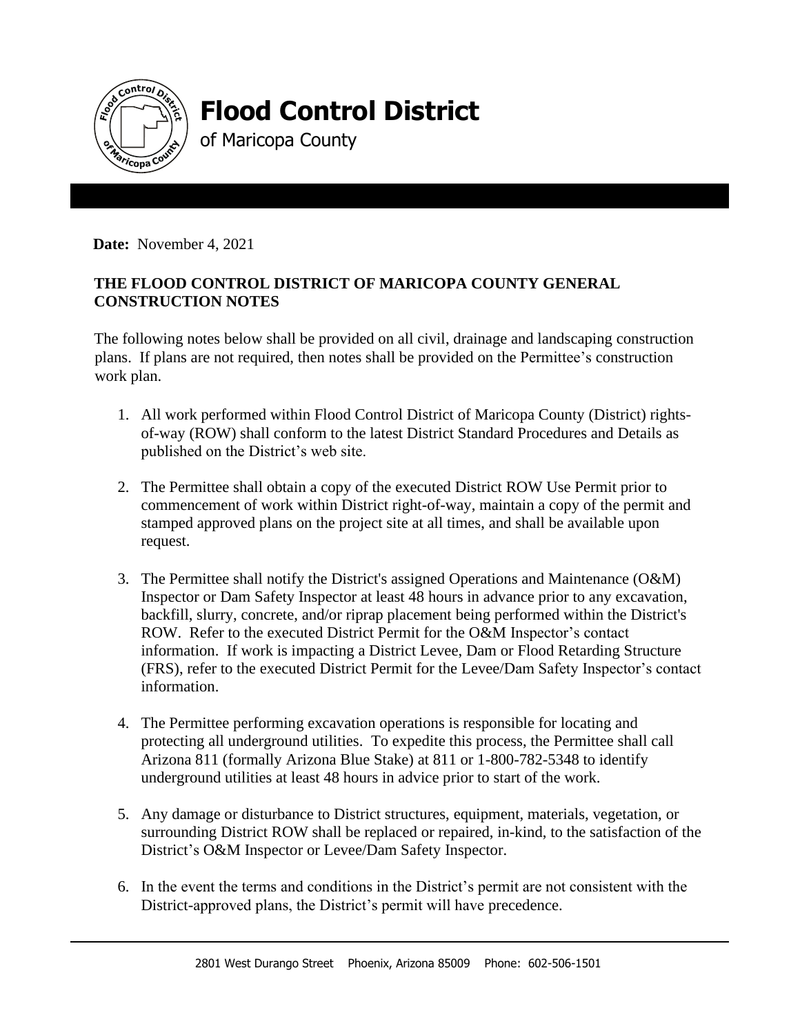# Flood Control District

of Maricopa County

**Date:** November 4, 2021

**THE FLOOD CONTROL DISTRICT OF MARICOPA COUNTY GENERAL CONSTRUCTION NOTES**

The following notes below shall be provided on all civil, drainage and landscaping construction plans. If plans are not required, then notes shall be provided on the Permittee's construction work plan.

1. All work performed within Flood Control District of Maricopa County (District) rights-of-way (ROW) shall conform to the latest District Standard Procedures and Details as published on the District's web site.

2. The Permittee shall obtain a copy of the executed District ROW Use Permit prior to commencement of work within District right-of-way, maintain a copy of the permit and stamped approved plans on the project site at all times, and shall be available upon request.

3. The Permittee shall notify the District's assigned Operations and Maintenance (O&M) Inspector or Dam Safety Inspector at least 48 hours in advance prior to any excavation, backfill, slurry, concrete, and/or riprap placement being performed within the District's ROW. Refer to the executed District Permit for the O&M Inspector's contact information. If work is impacting a District Levee, Dam or Flood Retarding Structure (FRS), refer to the executed District Permit for the Levee/Dam Safety Inspector's contact information.

4. The Permittee performing excavation operations is responsible for locating and protecting all underground utilities. To expedite this process, the Permittee shall call Arizona 811 (formally Arizona Blue Stake) at 811 or 1-800-782-5348 to identify underground utilities at least 48 hours in advice prior to start of the work.

5. Any damage or disturbance to District structures, equipment, materials, vegetation, or surrounding District ROW shall be replaced or repaired, in-kind, to the satisfaction of the District's O&M Inspector or Levee/Dam Safety Inspector.

6. In the event the terms and conditions in the District's permit are not consistent with the District-approved plans, the District's permit will have precedence.

2801 West Durango Street Phoenix, Arizona 85009 Phone: 602-506-1501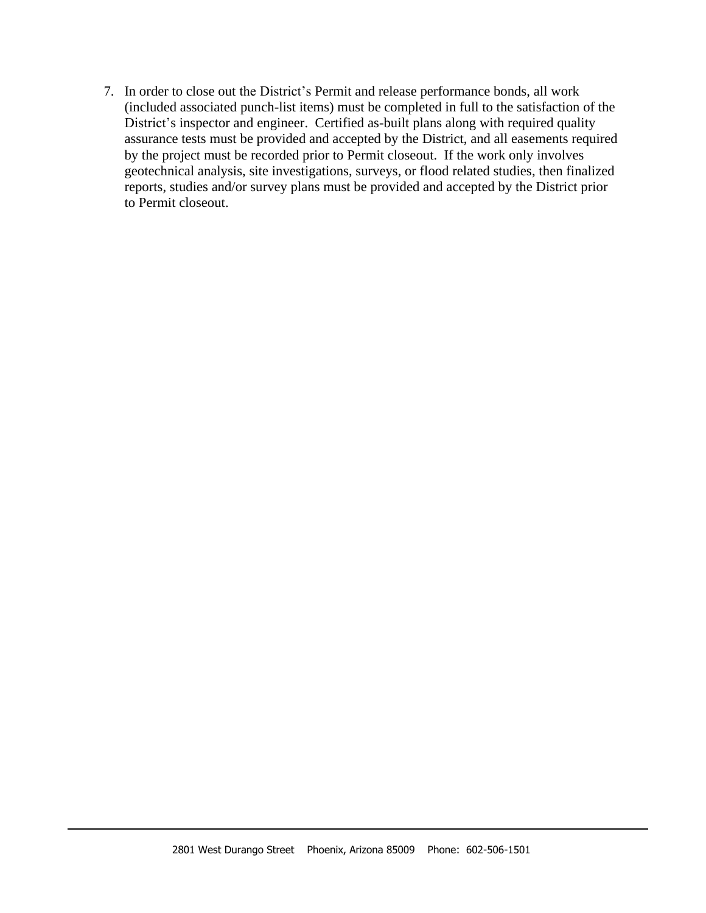7. In order to close out the District's Permit and release performance bonds, all work (included associated punch-list items) must be completed in full to the satisfaction of the District's inspector and engineer. Certified as-built plans along with required quality assurance tests must be provided and accepted by the District, and all easements required by the project must be recorded prior to Permit closeout. If the work only involves geotechnical analysis, site investigations, surveys, or flood related studies, then finalized reports, studies and/or survey plans must be provided and accepted by the District prior to Permit closeout.